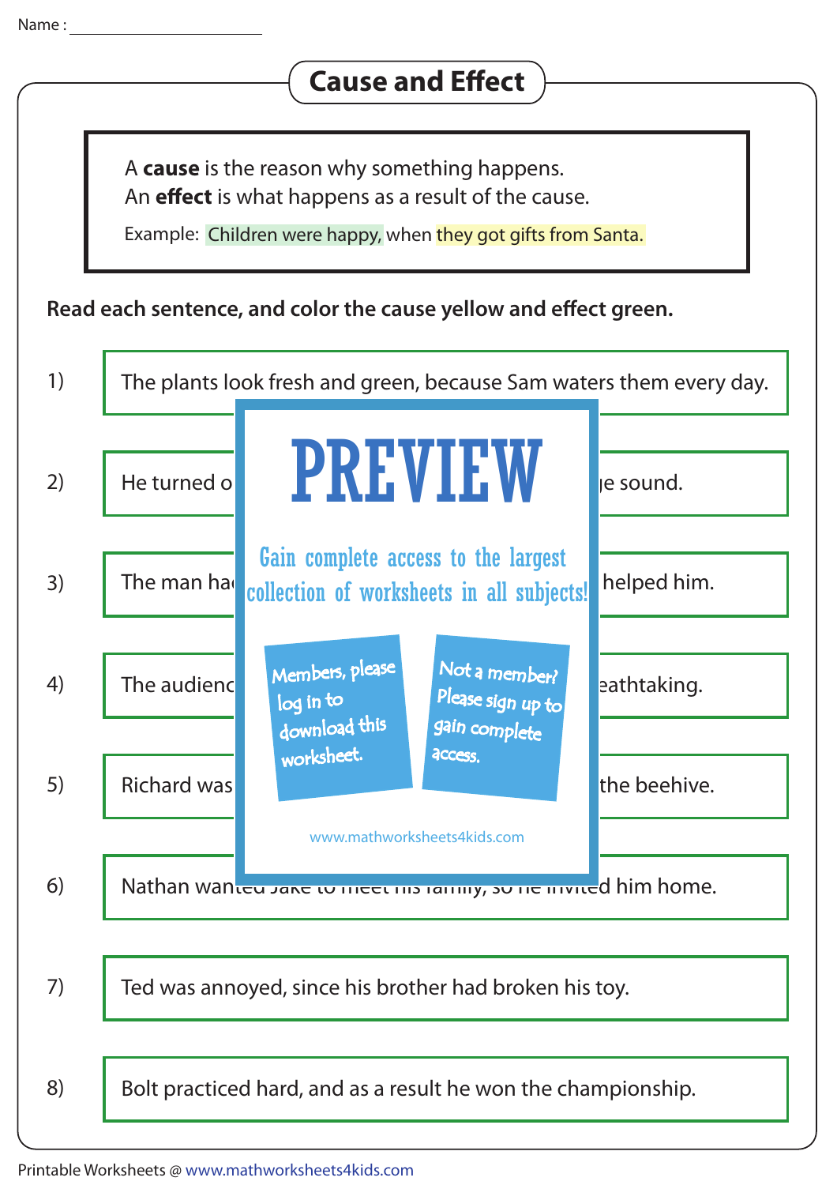Name : ____________________

# Cause and Effect

A **cause** is the reason why something happens.
An **effect** is what happens as a result of the cause.

Example: Children were happy, when they got gifts from Santa.

**Read each sentence, and color the cause yellow and effect green.**

1) The plants look fresh and green, because Sam waters them every day.

2) He turned o ... ge sound.

3) The man ha ... helped him.

4) The audienc ... eathtaking.

5) Richard was ... the beehive.

6) Nathan wan ... d him home.

7) Ted was annoyed, since his brother had broken his toy.

8) Bolt practiced hard, and as a result he won the championship.

PREVIEW

Gain complete access to the largest collection of worksheets in all subjects!

Members, please log in to download this worksheet.

Not a member? Please sign up to gain complete access.

www.mathworksheets4kids.com

Printable Worksheets @ www.mathworksheets4kids.com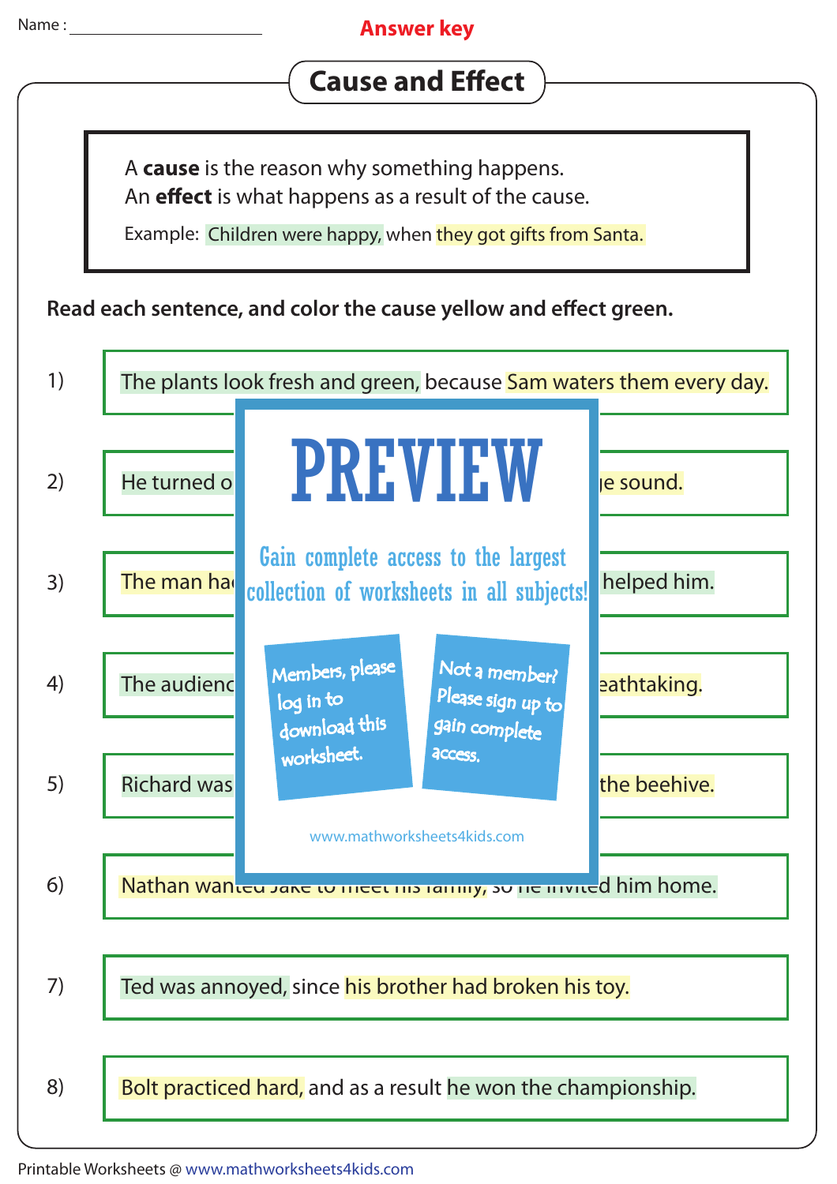Name : ____________________

**Answer key**

# Cause and Effect

A **cause** is the reason why something happens.
An **effect** is what happens as a result of the cause.

Example: Children were happy, when they got gifts from Santa.

**Read each sentence, and color the cause yellow and effect green.**

1) The plants look fresh and green, because Sam waters them every day.

2) He turned o ... e sound.

3) The man ha ... helped him.

4) The audienc ... eathtaking.

5) Richard was ... the beehive.

6) Nathan wan ... d him home.

7) Ted was annoyed, since his brother had broken his toy.

8) Bolt practiced hard, and as a result he won the championship.

**PREVIEW**

Gain complete access to the largest collection of worksheets in all subjects!

Members, please log in to download this worksheet.

Not a member? Please sign up to gain complete access.

www.mathworksheets4kids.com

Printable Worksheets @ www.mathworksheets4kids.com